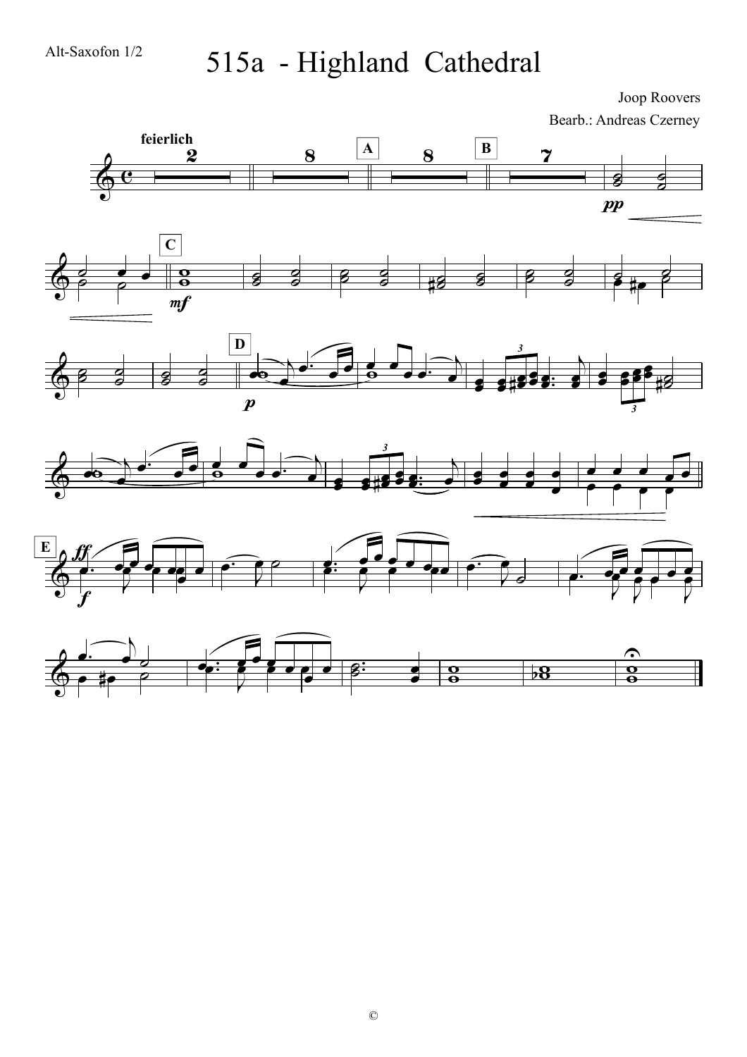Alt-Saxofon 1/2

# 515a - Highland Cathedral

Joop Roovers

Bearb.: Andreas Czerney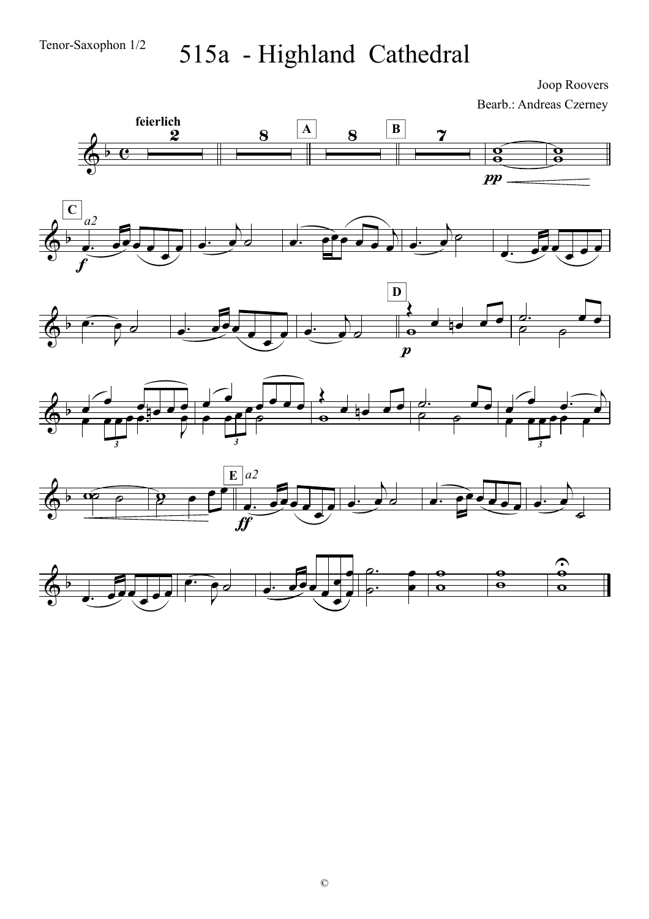Tenor-Saxophon 1/2

# 515a - Highland Cathedral

Joop Roovers

Bearb.: Andreas Czerney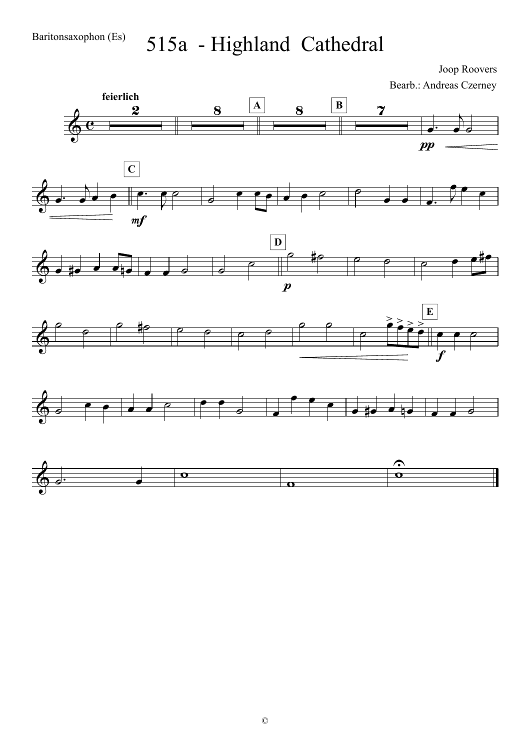Baritonsaxophon (Es)

# 515a - Highland Cathedral

Joop Roovers

Bearb.: Andreas Czerney

feierlich

©